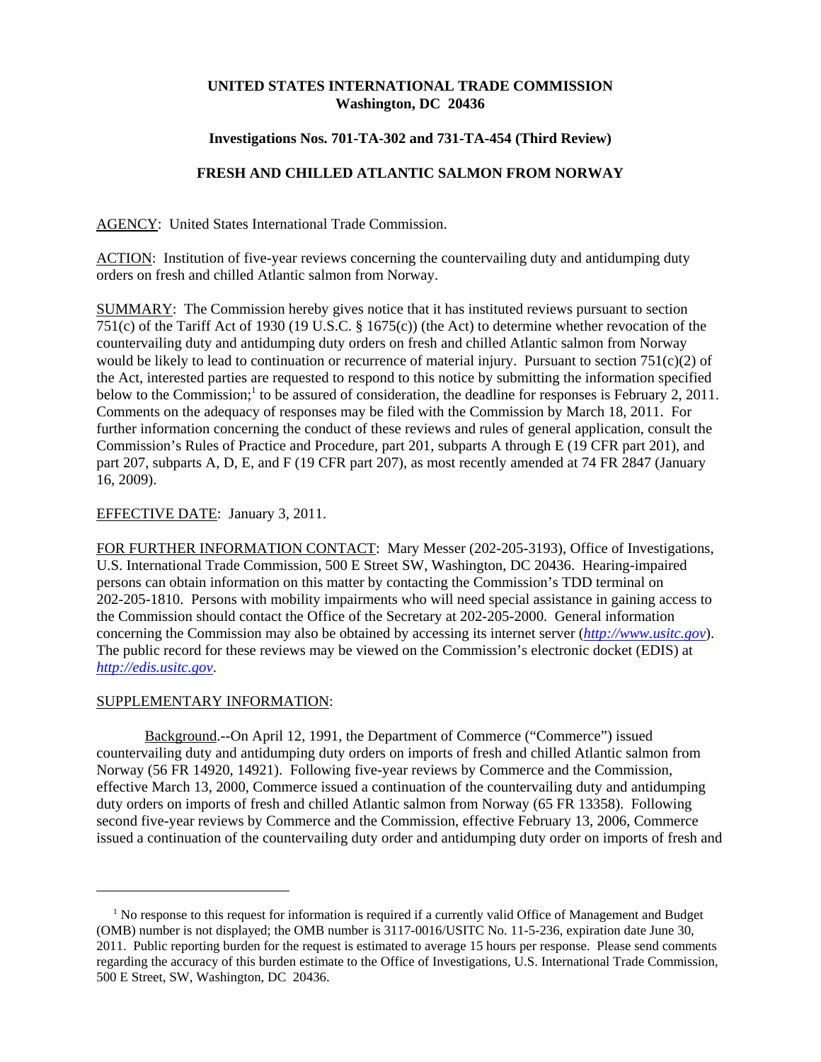**UNITED STATES INTERNATIONAL TRADE COMMISSION**
**Washington, DC 20436**

**Investigations Nos. 701-TA-302 and 731-TA-454 (Third Review)**

**FRESH AND CHILLED ATLANTIC SALMON FROM NORWAY**

AGENCY: United States International Trade Commission.

ACTION: Institution of five-year reviews concerning the countervailing duty and antidumping duty orders on fresh and chilled Atlantic salmon from Norway.

SUMMARY: The Commission hereby gives notice that it has instituted reviews pursuant to section 751(c) of the Tariff Act of 1930 (19 U.S.C. § 1675(c)) (the Act) to determine whether revocation of the countervailing duty and antidumping duty orders on fresh and chilled Atlantic salmon from Norway would be likely to lead to continuation or recurrence of material injury. Pursuant to section 751(c)(2) of the Act, interested parties are requested to respond to this notice by submitting the information specified below to the Commission;[1] to be assured of consideration, the deadline for responses is February 2, 2011. Comments on the adequacy of responses may be filed with the Commission by March 18, 2011. For further information concerning the conduct of these reviews and rules of general application, consult the Commission's Rules of Practice and Procedure, part 201, subparts A through E (19 CFR part 201), and part 207, subparts A, D, E, and F (19 CFR part 207), as most recently amended at 74 FR 2847 (January 16, 2009).

EFFECTIVE DATE: January 3, 2011.

FOR FURTHER INFORMATION CONTACT: Mary Messer (202-205-3193), Office of Investigations, U.S. International Trade Commission, 500 E Street SW, Washington, DC 20436. Hearing-impaired persons can obtain information on this matter by contacting the Commission's TDD terminal on 202-205-1810. Persons with mobility impairments who will need special assistance in gaining access to the Commission should contact the Office of the Secretary at 202-205-2000. General information concerning the Commission may also be obtained by accessing its internet server (*http://www.usitc.gov*). The public record for these reviews may be viewed on the Commission's electronic docket (EDIS) at *http://edis.usitc.gov*.

SUPPLEMENTARY INFORMATION:

Background.--On April 12, 1991, the Department of Commerce ("Commerce") issued countervailing duty and antidumping duty orders on imports of fresh and chilled Atlantic salmon from Norway (56 FR 14920, 14921). Following five-year reviews by Commerce and the Commission, effective March 13, 2000, Commerce issued a continuation of the countervailing duty and antidumping duty orders on imports of fresh and chilled Atlantic salmon from Norway (65 FR 13358). Following second five-year reviews by Commerce and the Commission, effective February 13, 2006, Commerce issued a continuation of the countervailing duty order and antidumping duty order on imports of fresh and

[1] No response to this request for information is required if a currently valid Office of Management and Budget (OMB) number is not displayed; the OMB number is 3117-0016/USITC No. 11-5-236, expiration date June 30, 2011. Public reporting burden for the request is estimated to average 15 hours per response. Please send comments regarding the accuracy of this burden estimate to the Office of Investigations, U.S. International Trade Commission, 500 E Street, SW, Washington, DC 20436.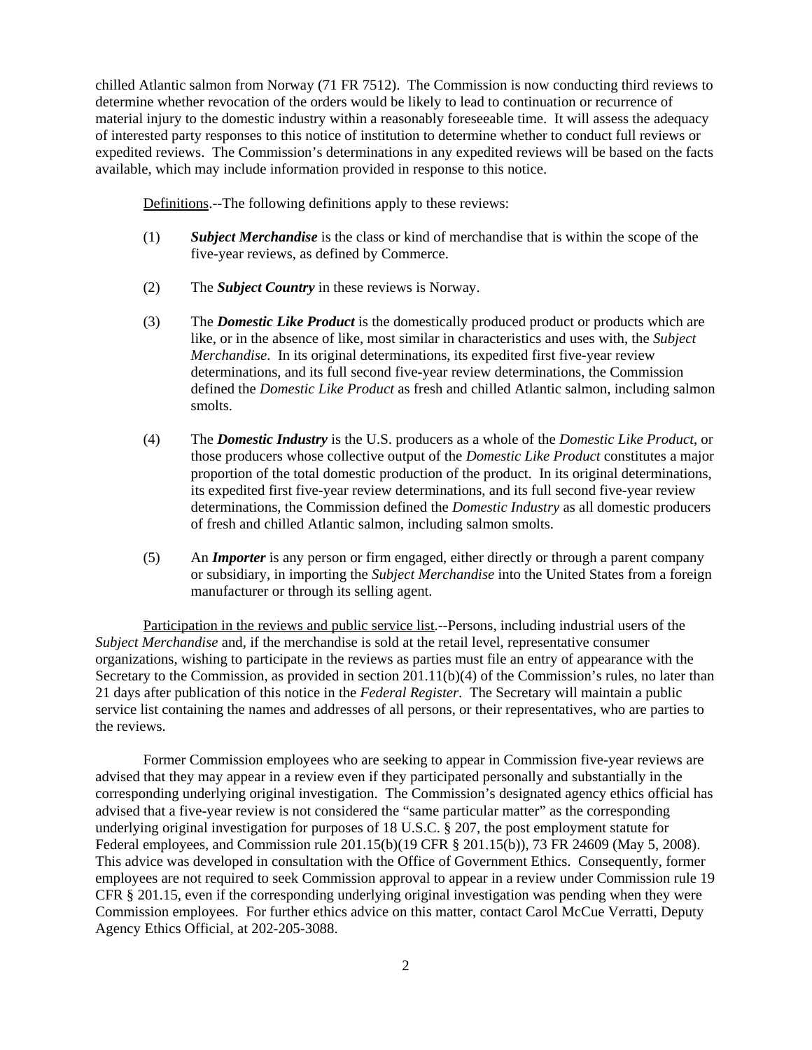chilled Atlantic salmon from Norway (71 FR 7512). The Commission is now conducting third reviews to determine whether revocation of the orders would be likely to lead to continuation or recurrence of material injury to the domestic industry within a reasonably foreseeable time. It will assess the adequacy of interested party responses to this notice of institution to determine whether to conduct full reviews or expedited reviews. The Commission's determinations in any expedited reviews will be based on the facts available, which may include information provided in response to this notice.

Definitions.--The following definitions apply to these reviews:

(1) ***Subject Merchandise*** is the class or kind of merchandise that is within the scope of the five-year reviews, as defined by Commerce.

(2) The ***Subject Country*** in these reviews is Norway.

(3) The ***Domestic Like Product*** is the domestically produced product or products which are like, or in the absence of like, most similar in characteristics and uses with, the *Subject Merchandise*. In its original determinations, its expedited first five-year review determinations, and its full second five-year review determinations, the Commission defined the *Domestic Like Product* as fresh and chilled Atlantic salmon, including salmon smolts.

(4) The ***Domestic Industry*** is the U.S. producers as a whole of the *Domestic Like Product*, or those producers whose collective output of the *Domestic Like Product* constitutes a major proportion of the total domestic production of the product. In its original determinations, its expedited first five-year review determinations, and its full second five-year review determinations, the Commission defined the *Domestic Industry* as all domestic producers of fresh and chilled Atlantic salmon, including salmon smolts.

(5) An ***Importer*** is any person or firm engaged, either directly or through a parent company or subsidiary, in importing the *Subject Merchandise* into the United States from a foreign manufacturer or through its selling agent.

Participation in the reviews and public service list.--Persons, including industrial users of the *Subject Merchandise* and, if the merchandise is sold at the retail level, representative consumer organizations, wishing to participate in the reviews as parties must file an entry of appearance with the Secretary to the Commission, as provided in section 201.11(b)(4) of the Commission's rules, no later than 21 days after publication of this notice in the *Federal Register*. The Secretary will maintain a public service list containing the names and addresses of all persons, or their representatives, who are parties to the reviews.

Former Commission employees who are seeking to appear in Commission five-year reviews are advised that they may appear in a review even if they participated personally and substantially in the corresponding underlying original investigation. The Commission's designated agency ethics official has advised that a five-year review is not considered the "same particular matter" as the corresponding underlying original investigation for purposes of 18 U.S.C. § 207, the post employment statute for Federal employees, and Commission rule 201.15(b)(19 CFR § 201.15(b)), 73 FR 24609 (May 5, 2008). This advice was developed in consultation with the Office of Government Ethics. Consequently, former employees are not required to seek Commission approval to appear in a review under Commission rule 19 CFR § 201.15, even if the corresponding underlying original investigation was pending when they were Commission employees. For further ethics advice on this matter, contact Carol McCue Verratti, Deputy Agency Ethics Official, at 202-205-3088.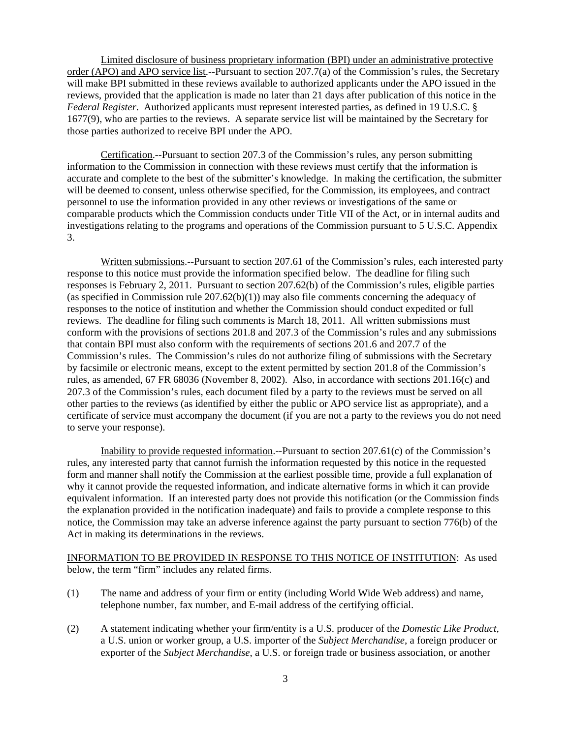Limited disclosure of business proprietary information (BPI) under an administrative protective order (APO) and APO service list.--Pursuant to section 207.7(a) of the Commission's rules, the Secretary will make BPI submitted in these reviews available to authorized applicants under the APO issued in the reviews, provided that the application is made no later than 21 days after publication of this notice in the *Federal Register*. Authorized applicants must represent interested parties, as defined in 19 U.S.C. § 1677(9), who are parties to the reviews. A separate service list will be maintained by the Secretary for those parties authorized to receive BPI under the APO.

Certification.--Pursuant to section 207.3 of the Commission's rules, any person submitting information to the Commission in connection with these reviews must certify that the information is accurate and complete to the best of the submitter's knowledge. In making the certification, the submitter will be deemed to consent, unless otherwise specified, for the Commission, its employees, and contract personnel to use the information provided in any other reviews or investigations of the same or comparable products which the Commission conducts under Title VII of the Act, or in internal audits and investigations relating to the programs and operations of the Commission pursuant to 5 U.S.C. Appendix 3.

Written submissions.--Pursuant to section 207.61 of the Commission's rules, each interested party response to this notice must provide the information specified below. The deadline for filing such responses is February 2, 2011. Pursuant to section 207.62(b) of the Commission's rules, eligible parties (as specified in Commission rule 207.62(b)(1)) may also file comments concerning the adequacy of responses to the notice of institution and whether the Commission should conduct expedited or full reviews. The deadline for filing such comments is March 18, 2011. All written submissions must conform with the provisions of sections 201.8 and 207.3 of the Commission's rules and any submissions that contain BPI must also conform with the requirements of sections 201.6 and 207.7 of the Commission's rules. The Commission's rules do not authorize filing of submissions with the Secretary by facsimile or electronic means, except to the extent permitted by section 201.8 of the Commission's rules, as amended, 67 FR 68036 (November 8, 2002). Also, in accordance with sections 201.16(c) and 207.3 of the Commission's rules, each document filed by a party to the reviews must be served on all other parties to the reviews (as identified by either the public or APO service list as appropriate), and a certificate of service must accompany the document (if you are not a party to the reviews you do not need to serve your response).

Inability to provide requested information.--Pursuant to section 207.61(c) of the Commission's rules, any interested party that cannot furnish the information requested by this notice in the requested form and manner shall notify the Commission at the earliest possible time, provide a full explanation of why it cannot provide the requested information, and indicate alternative forms in which it can provide equivalent information. If an interested party does not provide this notification (or the Commission finds the explanation provided in the notification inadequate) and fails to provide a complete response to this notice, the Commission may take an adverse inference against the party pursuant to section 776(b) of the Act in making its determinations in the reviews.

INFORMATION TO BE PROVIDED IN RESPONSE TO THIS NOTICE OF INSTITUTION: As used below, the term "firm" includes any related firms.

(1) The name and address of your firm or entity (including World Wide Web address) and name, telephone number, fax number, and E-mail address of the certifying official.

(2) A statement indicating whether your firm/entity is a U.S. producer of the *Domestic Like Product*, a U.S. union or worker group, a U.S. importer of the *Subject Merchandise*, a foreign producer or exporter of the *Subject Merchandise*, a U.S. or foreign trade or business association, or another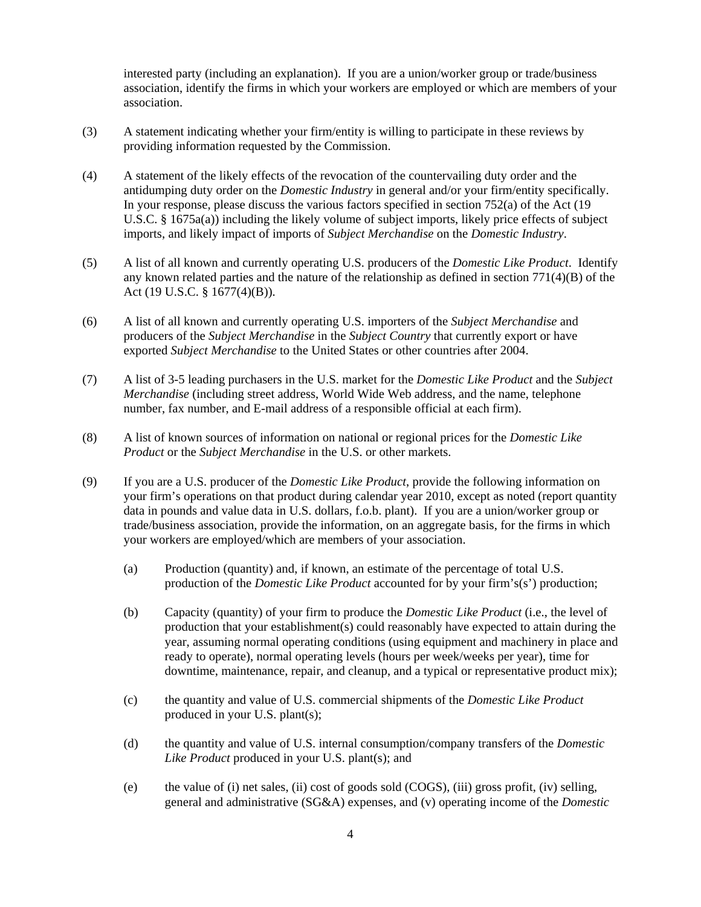interested party (including an explanation). If you are a union/worker group or trade/business association, identify the firms in which your workers are employed or which are members of your association.

(3) A statement indicating whether your firm/entity is willing to participate in these reviews by providing information requested by the Commission.

(4) A statement of the likely effects of the revocation of the countervailing duty order and the antidumping duty order on the *Domestic Industry* in general and/or your firm/entity specifically. In your response, please discuss the various factors specified in section 752(a) of the Act (19 U.S.C. § 1675a(a)) including the likely volume of subject imports, likely price effects of subject imports, and likely impact of imports of *Subject Merchandise* on the *Domestic Industry*.

(5) A list of all known and currently operating U.S. producers of the *Domestic Like Product*. Identify any known related parties and the nature of the relationship as defined in section 771(4)(B) of the Act (19 U.S.C. § 1677(4)(B)).

(6) A list of all known and currently operating U.S. importers of the *Subject Merchandise* and producers of the *Subject Merchandise* in the *Subject Country* that currently export or have exported *Subject Merchandise* to the United States or other countries after 2004.

(7) A list of 3-5 leading purchasers in the U.S. market for the *Domestic Like Product* and the *Subject Merchandise* (including street address, World Wide Web address, and the name, telephone number, fax number, and E-mail address of a responsible official at each firm).

(8) A list of known sources of information on national or regional prices for the *Domestic Like Product* or the *Subject Merchandise* in the U.S. or other markets.

(9) If you are a U.S. producer of the *Domestic Like Product*, provide the following information on your firm's operations on that product during calendar year 2010, except as noted (report quantity data in pounds and value data in U.S. dollars, f.o.b. plant). If you are a union/worker group or trade/business association, provide the information, on an aggregate basis, for the firms in which your workers are employed/which are members of your association.

   (a) Production (quantity) and, if known, an estimate of the percentage of total U.S. production of the *Domestic Like Product* accounted for by your firm's(s') production;

   (b) Capacity (quantity) of your firm to produce the *Domestic Like Product* (i.e., the level of production that your establishment(s) could reasonably have expected to attain during the year, assuming normal operating conditions (using equipment and machinery in place and ready to operate), normal operating levels (hours per week/weeks per year), time for downtime, maintenance, repair, and cleanup, and a typical or representative product mix);

   (c) the quantity and value of U.S. commercial shipments of the *Domestic Like Product* produced in your U.S. plant(s);

   (d) the quantity and value of U.S. internal consumption/company transfers of the *Domestic Like Product* produced in your U.S. plant(s); and

   (e) the value of (i) net sales, (ii) cost of goods sold (COGS), (iii) gross profit, (iv) selling, general and administrative (SG&A) expenses, and (v) operating income of the *Domestic*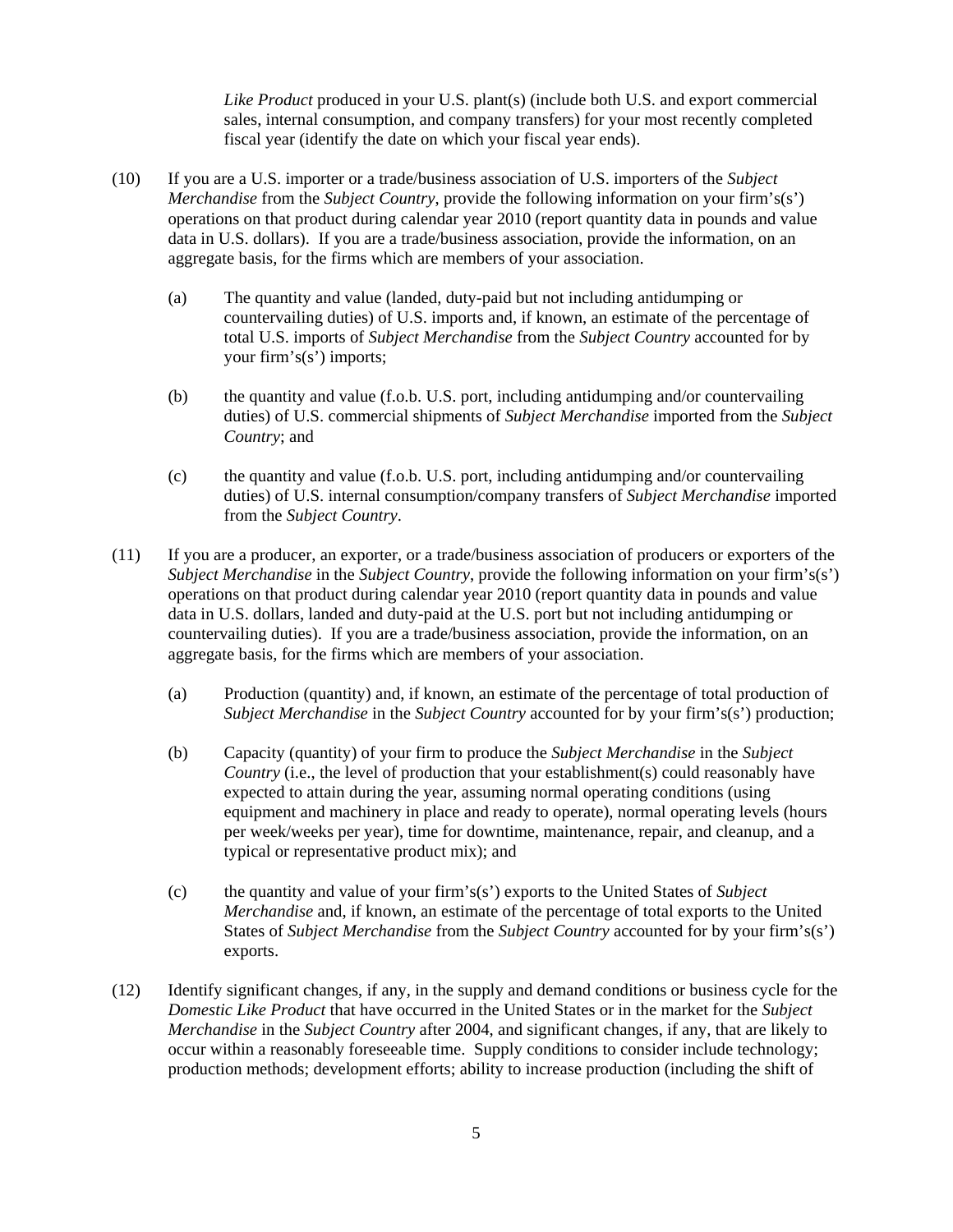*Like Product* produced in your U.S. plant(s) (include both U.S. and export commercial sales, internal consumption, and company transfers) for your most recently completed fiscal year (identify the date on which your fiscal year ends).

(10) If you are a U.S. importer or a trade/business association of U.S. importers of the *Subject Merchandise* from the *Subject Country*, provide the following information on your firm's(s') operations on that product during calendar year 2010 (report quantity data in pounds and value data in U.S. dollars). If you are a trade/business association, provide the information, on an aggregate basis, for the firms which are members of your association.

(a) The quantity and value (landed, duty-paid but not including antidumping or countervailing duties) of U.S. imports and, if known, an estimate of the percentage of total U.S. imports of *Subject Merchandise* from the *Subject Country* accounted for by your firm's(s') imports;

(b) the quantity and value (f.o.b. U.S. port, including antidumping and/or countervailing duties) of U.S. commercial shipments of *Subject Merchandise* imported from the *Subject Country*; and

(c) the quantity and value (f.o.b. U.S. port, including antidumping and/or countervailing duties) of U.S. internal consumption/company transfers of *Subject Merchandise* imported from the *Subject Country*.

(11) If you are a producer, an exporter, or a trade/business association of producers or exporters of the *Subject Merchandise* in the *Subject Country*, provide the following information on your firm's(s') operations on that product during calendar year 2010 (report quantity data in pounds and value data in U.S. dollars, landed and duty-paid at the U.S. port but not including antidumping or countervailing duties). If you are a trade/business association, provide the information, on an aggregate basis, for the firms which are members of your association.

(a) Production (quantity) and, if known, an estimate of the percentage of total production of *Subject Merchandise* in the *Subject Country* accounted for by your firm's(s') production;

(b) Capacity (quantity) of your firm to produce the *Subject Merchandise* in the *Subject Country* (i.e., the level of production that your establishment(s) could reasonably have expected to attain during the year, assuming normal operating conditions (using equipment and machinery in place and ready to operate), normal operating levels (hours per week/weeks per year), time for downtime, maintenance, repair, and cleanup, and a typical or representative product mix); and

(c) the quantity and value of your firm's(s') exports to the United States of *Subject Merchandise* and, if known, an estimate of the percentage of total exports to the United States of *Subject Merchandise* from the *Subject Country* accounted for by your firm's(s') exports.

(12) Identify significant changes, if any, in the supply and demand conditions or business cycle for the *Domestic Like Product* that have occurred in the United States or in the market for the *Subject Merchandise* in the *Subject Country* after 2004, and significant changes, if any, that are likely to occur within a reasonably foreseeable time. Supply conditions to consider include technology; production methods; development efforts; ability to increase production (including the shift of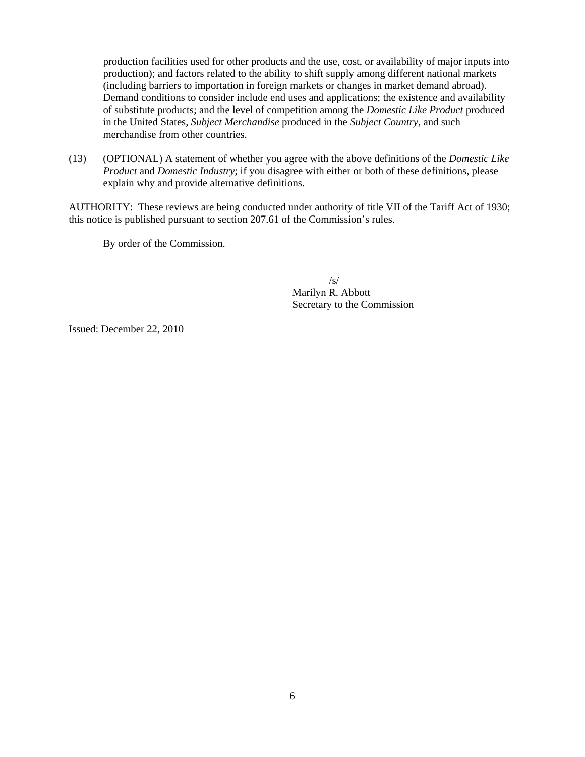production facilities used for other products and the use, cost, or availability of major inputs into production); and factors related to the ability to shift supply among different national markets (including barriers to importation in foreign markets or changes in market demand abroad). Demand conditions to consider include end uses and applications; the existence and availability of substitute products; and the level of competition among the *Domestic Like Product* produced in the United States, *Subject Merchandise* produced in the *Subject Country*, and such merchandise from other countries.

(13) (OPTIONAL) A statement of whether you agree with the above definitions of the *Domestic Like Product* and *Domestic Industry*; if you disagree with either or both of these definitions, please explain why and provide alternative definitions.

<u>AUTHORITY</u>: These reviews are being conducted under authority of title VII of the Tariff Act of 1930; this notice is published pursuant to section 207.61 of the Commission's rules.

By order of the Commission.

/s/
Marilyn R. Abbott
Secretary to the Commission

Issued: December 22, 2010